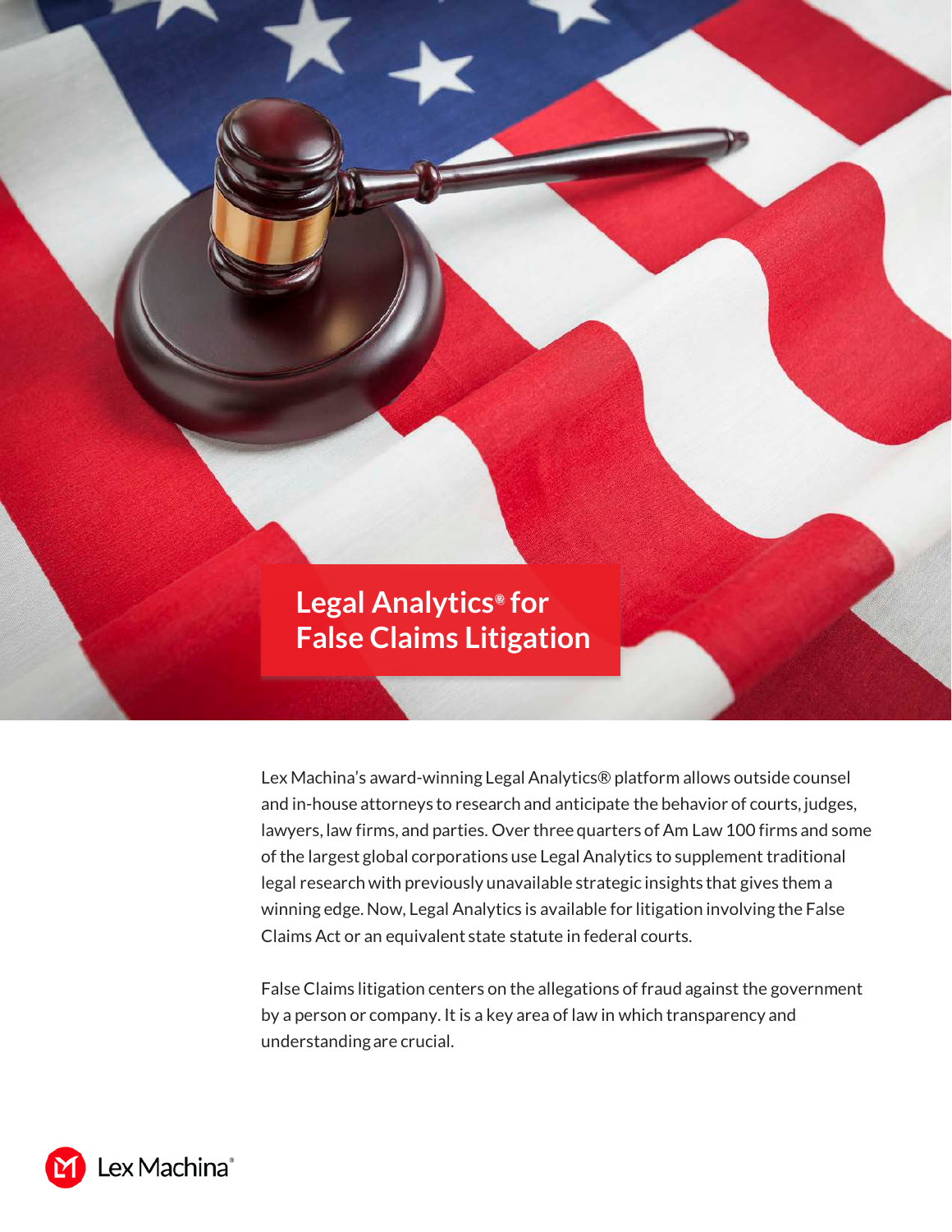# Legal Analytics® for False Claims Litigation

Lex Machina's award-winning Legal Analytics® platform allows outside counsel and in-house attorneys to research and anticipate the behavior of courts, judges, lawyers, law firms, and parties. Over three quarters of Am Law 100 firms and some of the largest global corporations use Legal Analytics to supplement traditional legal research with previously unavailable strategic insights that gives them a winning edge. Now, Legal Analytics is available for litigation involving the False Claims Act or an equivalent state statute in federal courts.

False Claims litigation centers on the allegations of fraud against the government by a person or company. It is a key area of law in which transparency and understanding are crucial.

Lex Machina®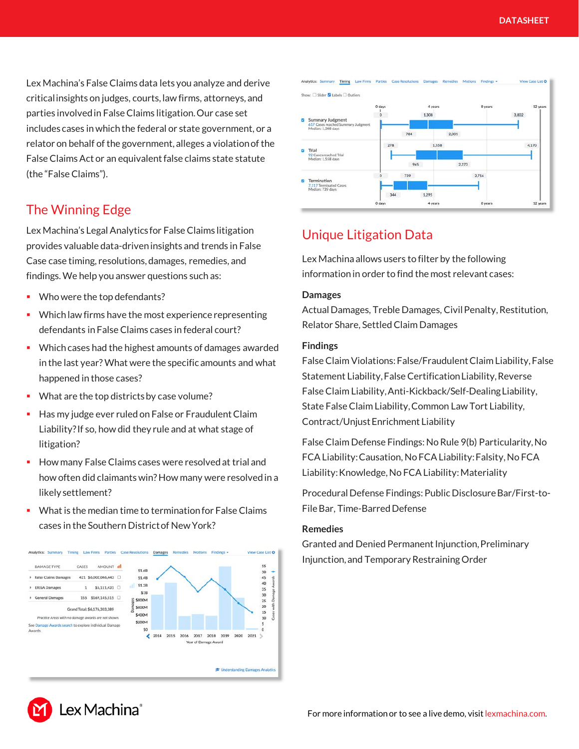DATASHEET

Lex Machina's False Claims data lets you analyze and derive critical insights on judges, courts, law firms, attorneys, and parties involved in False Claims litigation. Our case set includes cases in which the federal or state government, or a relator on behalf of the government, alleges a violation of the False Claims Act or an equivalent false claims state statute (the "False Claims").

## The Winning Edge

Lex Machina's Legal Analytics for False Claims litigation provides valuable data-driven insights and trends in False Case case timing, resolutions, damages, remedies, and findings. We help you answer questions such as:

- Who were the top defendants?
- Which law firms have the most experience representing defendants in False Claims cases in federal court?
- Which cases had the highest amounts of damages awarded in the last year? What were the specific amounts and what happened in those cases?
- What are the top districts by case volume?
- Has my judge ever ruled on False or Fraudulent Claim Liability? If so, how did they rule and at what stage of litigation?
- How many False Claims cases were resolved at trial and how often did claimants win? How many were resolved in a likely settlement?
- What is the median time to termination for False Claims cases in the Southern District of New York?

Analytics: Summary Timing Law Firms Parties Case Resolutions Damages Remedies Motions Findings View Case List

| DAMAGE TYPE | CASES | AMOUNT |
| --- | --- | --- |
| False Claims Damages | 421 | $6,002,046,443 |
| ERISA Damages | 1 | $5,111,431 |
| General Damages | 155 | $169,145,515 |

Grand Total: $6,176,303,389

Practice Areas with no damage awards are not shown.

See Damage Awards search to explore individual Damage Awards.

$1.6B
$1.4B
$1.2B
$1B
$800M
$600M
$400M
$200M
$0
Damages
2014 2015 2016 2017 2018 2019 2020 2021
Year of Damage Award
55 50 45 40 35 30 25 20 15 10 5 0
Cases with Damage Awards

Understanding Damages Analytics

Analytics: Summary Timing Law Firms Parties Case Resolutions Damages Remedies Motions Findings View Case List

Show: Slider Labels Outliers

0 days 4 years 8 years 12 years

Summary Judgment
617 Cases reached Summary Judgment
Median: 1,308 days
0 1,308 3,802
784 2,001

Trial
92 Cases reached Trial
Median: 1,558 days
278 1,558 4,170
965 2,275

Termination
7,117 Terminated Cases
Median: 739 days
0 739 2,714
344 1,295

0 days 4 years 8 years 12 years

## Unique Litigation Data

Lex Machina allows users to filter by the following information in order to find the most relevant cases:

### Damages

Actual Damages, Treble Damages, Civil Penalty, Restitution, Relator Share, Settled Claim Damages

### Findings

False Claim Violations: False/Fraudulent Claim Liability, False Statement Liability, False Certification Liability, Reverse False Claim Liability, Anti-Kickback/Self-Dealing Liability, State False Claim Liability, Common Law Tort Liability, Contract/Unjust Enrichment Liability

False Claim Defense Findings: No Rule 9(b) Particularity, No FCA Liability: Causation, No FCA Liability: Falsity, No FCA Liability: Knowledge, No FCA Liability: Materiality

Procedural Defense Findings: Public Disclosure Bar/First-to-File Bar, Time-Barred Defense

### Remedies

Granted and Denied Permanent Injunction, Preliminary Injunction, and Temporary Restraining Order

Lex Machina®

For more information or to see a live demo, visit lexmachina.com.